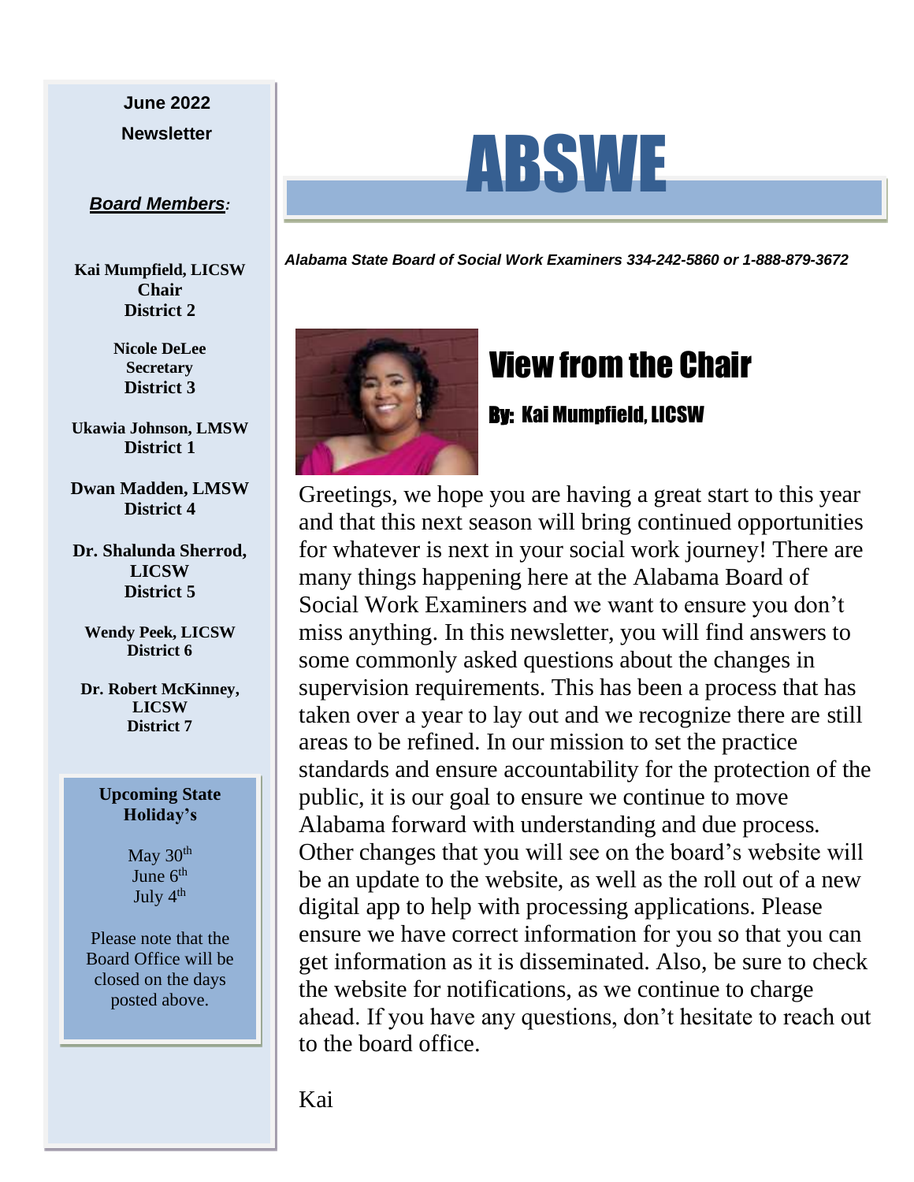# ABSWE

*Alabama State Board of Social Work Examiners 334-242-5860 or 1-888-879-3672*

## View from the Chair

### By: Kai Mumpfield, LICSW

Greetings, we hope you are having a great start to this year and that this next season will bring continued opportunities for whatever is next in your social work journey! There are many things happening here at the Alabama Board of Social Work Examiners and we want to ensure you don't miss anything. In this newsletter, you will find answers to some commonly asked questions about the changes in supervision requirements. This has been a process that has taken over a year to lay out and we recognize there are still areas to be refined. In our mission to set the practice standards and ensure accountability for the protection of the public, it is our goal to ensure we continue to move Alabama forward with understanding and due process. Other changes that you will see on the board's website will be an update to the website, as well as the roll out of a new digital app to help with processing applications. Please ensure we have correct information for you so that you can get information as it is disseminated. Also, be sure to check the website for notifications, as we continue to charge ahead. If you have any questions, don't hesitate to reach out to the board office.

Kai

---

**June 2022**

**Newsletter**

***Board Members*:**

**Kai Mumpfield, LICSW**
**Chair**
**District 2**

**Nicole DeLee**
**Secretary**
**District 3**

**Ukawia Johnson, LMSW**
**District 1**

**Dwan Madden, LMSW**
**District 4**

**Dr. Shalunda Sherrod, LICSW**
**District 5**

**Wendy Peek, LICSW**
**District 6**

**Dr. Robert McKinney, LICSW**
**District 7**

**Upcoming State Holiday's**

May 30th
June 6th
July 4th

Please note that the Board Office will be closed on the days posted above.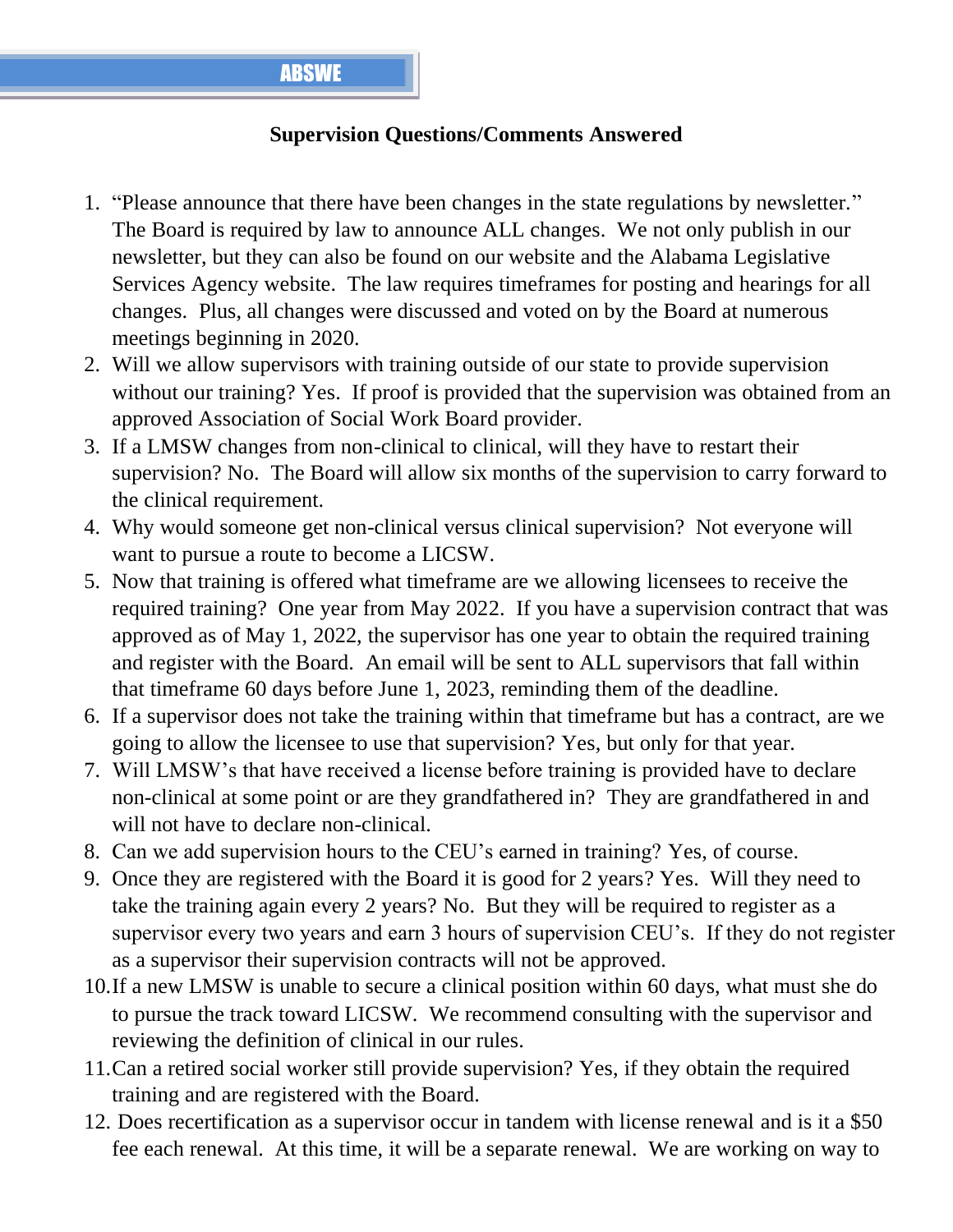**ABSWE**

**Supervision Questions/Comments Answered**

1. "Please announce that there have been changes in the state regulations by newsletter." The Board is required by law to announce ALL changes. We not only publish in our newsletter, but they can also be found on our website and the Alabama Legislative Services Agency website. The law requires timeframes for posting and hearings for all changes. Plus, all changes were discussed and voted on by the Board at numerous meetings beginning in 2020.
2. Will we allow supervisors with training outside of our state to provide supervision without our training? Yes. If proof is provided that the supervision was obtained from an approved Association of Social Work Board provider.
3. If a LMSW changes from non-clinical to clinical, will they have to restart their supervision? No. The Board will allow six months of the supervision to carry forward to the clinical requirement.
4. Why would someone get non-clinical versus clinical supervision? Not everyone will want to pursue a route to become a LICSW.
5. Now that training is offered what timeframe are we allowing licensees to receive the required training? One year from May 2022. If you have a supervision contract that was approved as of May 1, 2022, the supervisor has one year to obtain the required training and register with the Board. An email will be sent to ALL supervisors that fall within that timeframe 60 days before June 1, 2023, reminding them of the deadline.
6. If a supervisor does not take the training within that timeframe but has a contract, are we going to allow the licensee to use that supervision? Yes, but only for that year.
7. Will LMSW's that have received a license before training is provided have to declare non-clinical at some point or are they grandfathered in? They are grandfathered in and will not have to declare non-clinical.
8. Can we add supervision hours to the CEU's earned in training? Yes, of course.
9. Once they are registered with the Board it is good for 2 years? Yes. Will they need to take the training again every 2 years? No. But they will be required to register as a supervisor every two years and earn 3 hours of supervision CEU's. If they do not register as a supervisor their supervision contracts will not be approved.
10. If a new LMSW is unable to secure a clinical position within 60 days, what must she do to pursue the track toward LICSW. We recommend consulting with the supervisor and reviewing the definition of clinical in our rules.
11. Can a retired social worker still provide supervision? Yes, if they obtain the required training and are registered with the Board.
12. Does recertification as a supervisor occur in tandem with license renewal and is it a $50 fee each renewal. At this time, it will be a separate renewal. We are working on way to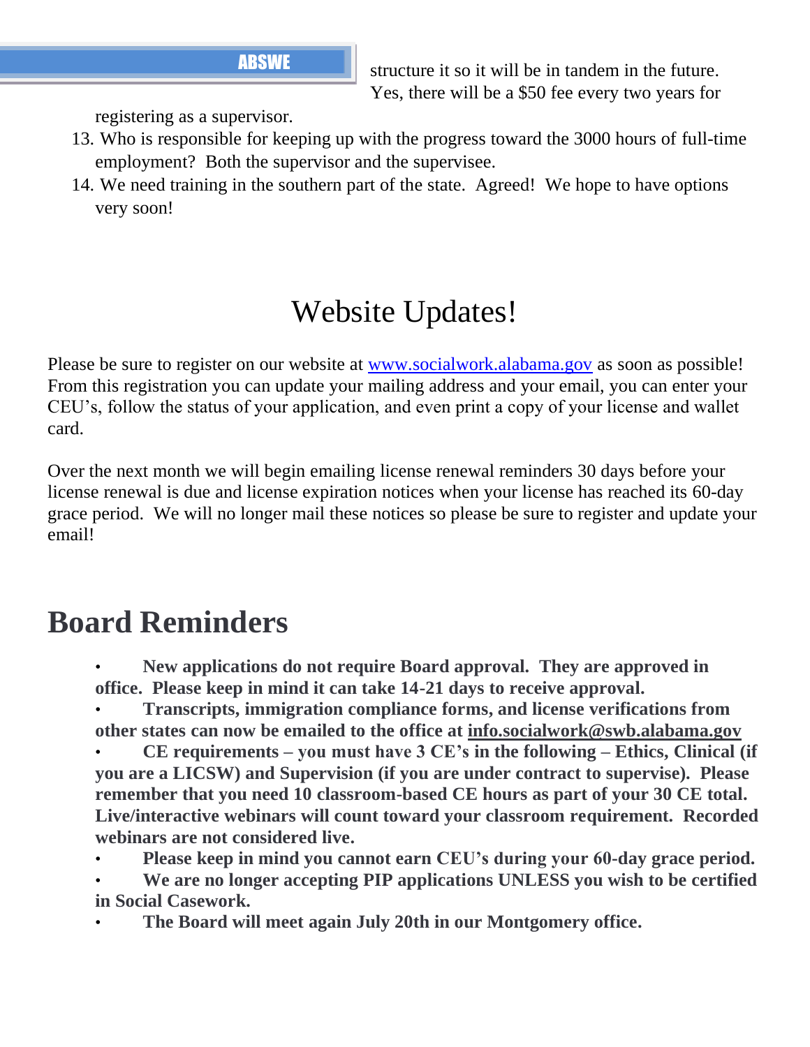structure it so it will be in tandem in the future. Yes, there will be a $50 fee every two years for registering as a supervisor.

13. Who is responsible for keeping up with the progress toward the 3000 hours of full-time employment? Both the supervisor and the supervisee.
14. We need training in the southern part of the state. Agreed! We hope to have options very soon!

# Website Updates!

Please be sure to register on our website at [www.socialwork.alabama.gov](http://www.socialwork.alabama.gov) as soon as possible! From this registration you can update your mailing address and your email, you can enter your CEU's, follow the status of your application, and even print a copy of your license and wallet card.

Over the next month we will begin emailing license renewal reminders 30 days before your license renewal is due and license expiration notices when your license has reached its 60-day grace period. We will no longer mail these notices so please be sure to register and update your email!

# Board Reminders

- **New applications do not require Board approval. They are approved in office. Please keep in mind it can take 14-21 days to receive approval.**
- **Transcripts, immigration compliance forms, and license verifications from other states can now be emailed to the office at info.socialwork@swb.alabama.gov**
- **CE requirements – you must have 3 CE's in the following – Ethics, Clinical (if you are a LICSW) and Supervision (if you are under contract to supervise). Please remember that you need 10 classroom-based CE hours as part of your 30 CE total. Live/interactive webinars will count toward your classroom requirement. Recorded webinars are not considered live.**
- **Please keep in mind you cannot earn CEU's during your 60-day grace period.**
- **We are no longer accepting PIP applications UNLESS you wish to be certified in Social Casework.**
- **The Board will meet again July 20th in our Montgomery office.**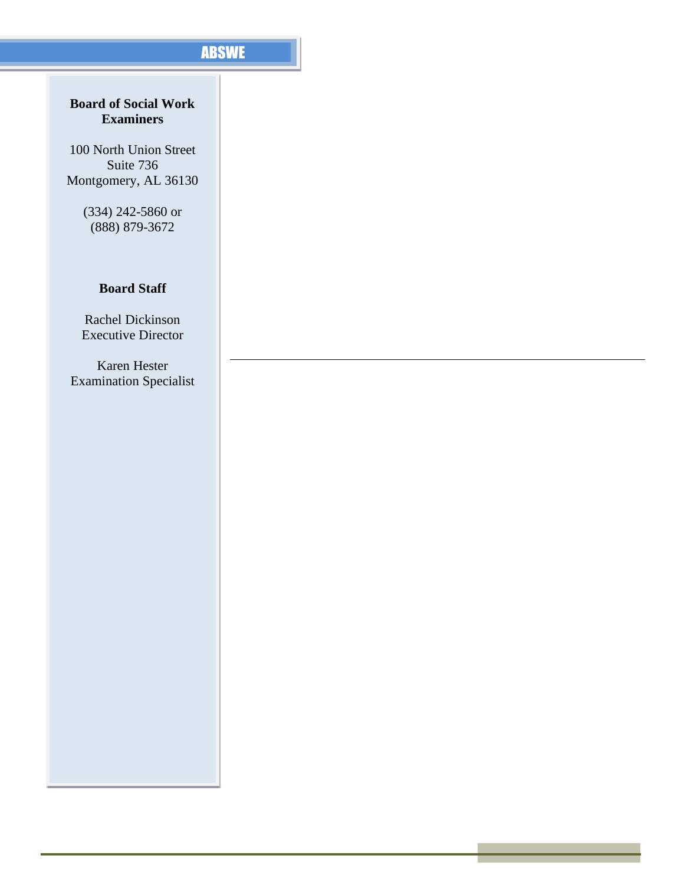ABSWE

**Board of Social Work Examiners**

100 North Union Street
Suite 736
Montgomery, AL 36130

(334) 242-5860 or
(888) 879-3672

**Board Staff**

Rachel Dickinson
Executive Director

Karen Hester
Examination Specialist